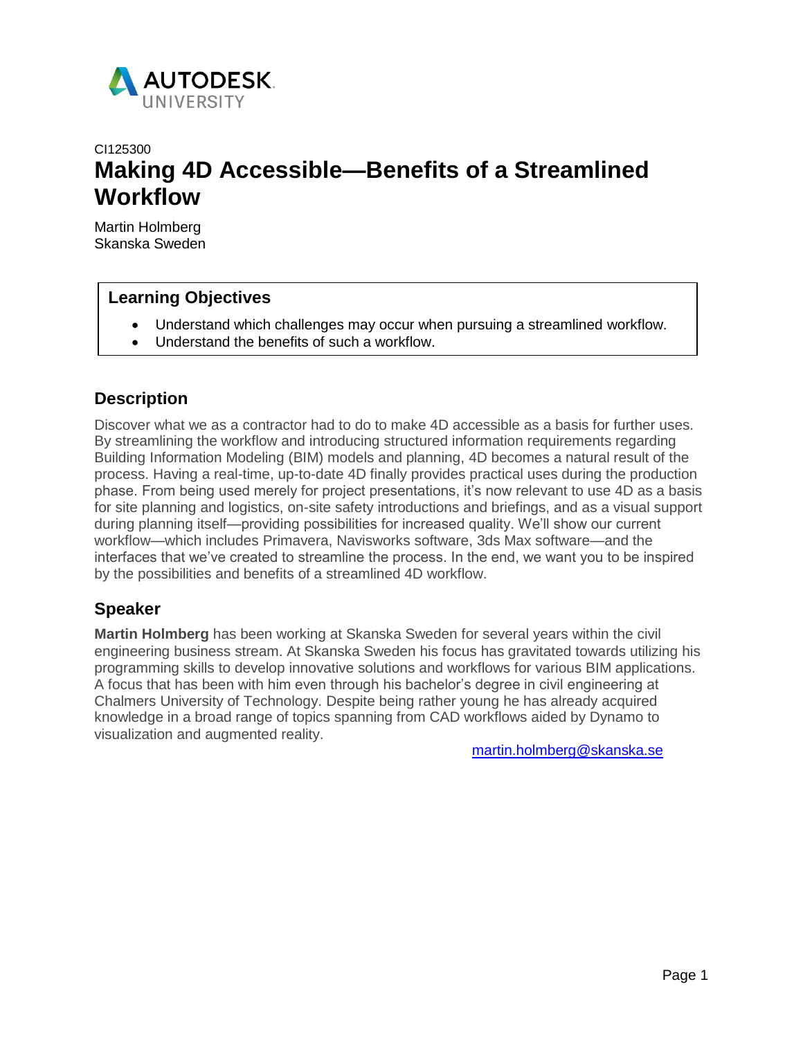CI125300

# Making 4D Accessible—Benefits of a Streamlined Workflow

Martin Holmberg
Skanska Sweden

## Learning Objectives

- Understand which challenges may occur when pursuing a streamlined workflow.
- Understand the benefits of such a workflow.

## Description

Discover what we as a contractor had to do to make 4D accessible as a basis for further uses. By streamlining the workflow and introducing structured information requirements regarding Building Information Modeling (BIM) models and planning, 4D becomes a natural result of the process. Having a real-time, up-to-date 4D finally provides practical uses during the production phase. From being used merely for project presentations, it's now relevant to use 4D as a basis for site planning and logistics, on-site safety introductions and briefings, and as a visual support during planning itself—providing possibilities for increased quality. We'll show our current workflow—which includes Primavera, Navisworks software, 3ds Max software—and the interfaces that we've created to streamline the process. In the end, we want you to be inspired by the possibilities and benefits of a streamlined 4D workflow.

## Speaker

**Martin Holmberg** has been working at Skanska Sweden for several years within the civil engineering business stream. At Skanska Sweden his focus has gravitated towards utilizing his programming skills to develop innovative solutions and workflows for various BIM applications. A focus that has been with him even through his bachelor's degree in civil engineering at Chalmers University of Technology. Despite being rather young he has already acquired knowledge in a broad range of topics spanning from CAD workflows aided by Dynamo to visualization and augmented reality.

martin.holmberg@skanska.se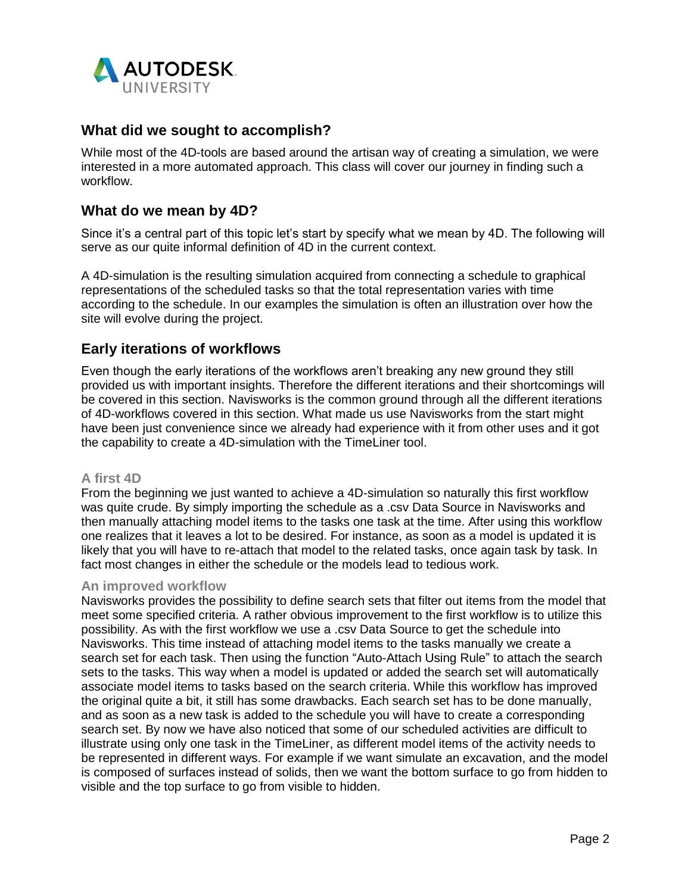## What did we sought to accomplish?

While most of the 4D-tools are based around the artisan way of creating a simulation, we were interested in a more automated approach. This class will cover our journey in finding such a workflow.

## What do we mean by 4D?

Since it's a central part of this topic let's start by specify what we mean by 4D. The following will serve as our quite informal definition of 4D in the current context.

A 4D-simulation is the resulting simulation acquired from connecting a schedule to graphical representations of the scheduled tasks so that the total representation varies with time according to the schedule. In our examples the simulation is often an illustration over how the site will evolve during the project.

## Early iterations of workflows

Even though the early iterations of the workflows aren't breaking any new ground they still provided us with important insights. Therefore the different iterations and their shortcomings will be covered in this section. Navisworks is the common ground through all the different iterations of 4D-workflows covered in this section. What made us use Navisworks from the start might have been just convenience since we already had experience with it from other uses and it got the capability to create a 4D-simulation with the TimeLiner tool.

### A first 4D

From the beginning we just wanted to achieve a 4D-simulation so naturally this first workflow was quite crude. By simply importing the schedule as a .csv Data Source in Navisworks and then manually attaching model items to the tasks one task at the time. After using this workflow one realizes that it leaves a lot to be desired. For instance, as soon as a model is updated it is likely that you will have to re-attach that model to the related tasks, once again task by task. In fact most changes in either the schedule or the models lead to tedious work.

### An improved workflow

Navisworks provides the possibility to define search sets that filter out items from the model that meet some specified criteria. A rather obvious improvement to the first workflow is to utilize this possibility. As with the first workflow we use a .csv Data Source to get the schedule into Navisworks. This time instead of attaching model items to the tasks manually we create a search set for each task. Then using the function "Auto-Attach Using Rule" to attach the search sets to the tasks. This way when a model is updated or added the search set will automatically associate model items to tasks based on the search criteria. While this workflow has improved the original quite a bit, it still has some drawbacks. Each search set has to be done manually, and as soon as a new task is added to the schedule you will have to create a corresponding search set. By now we have also noticed that some of our scheduled activities are difficult to illustrate using only one task in the TimeLiner, as different model items of the activity needs to be represented in different ways. For example if we want simulate an excavation, and the model is composed of surfaces instead of solids, then we want the bottom surface to go from hidden to visible and the top surface to go from visible to hidden.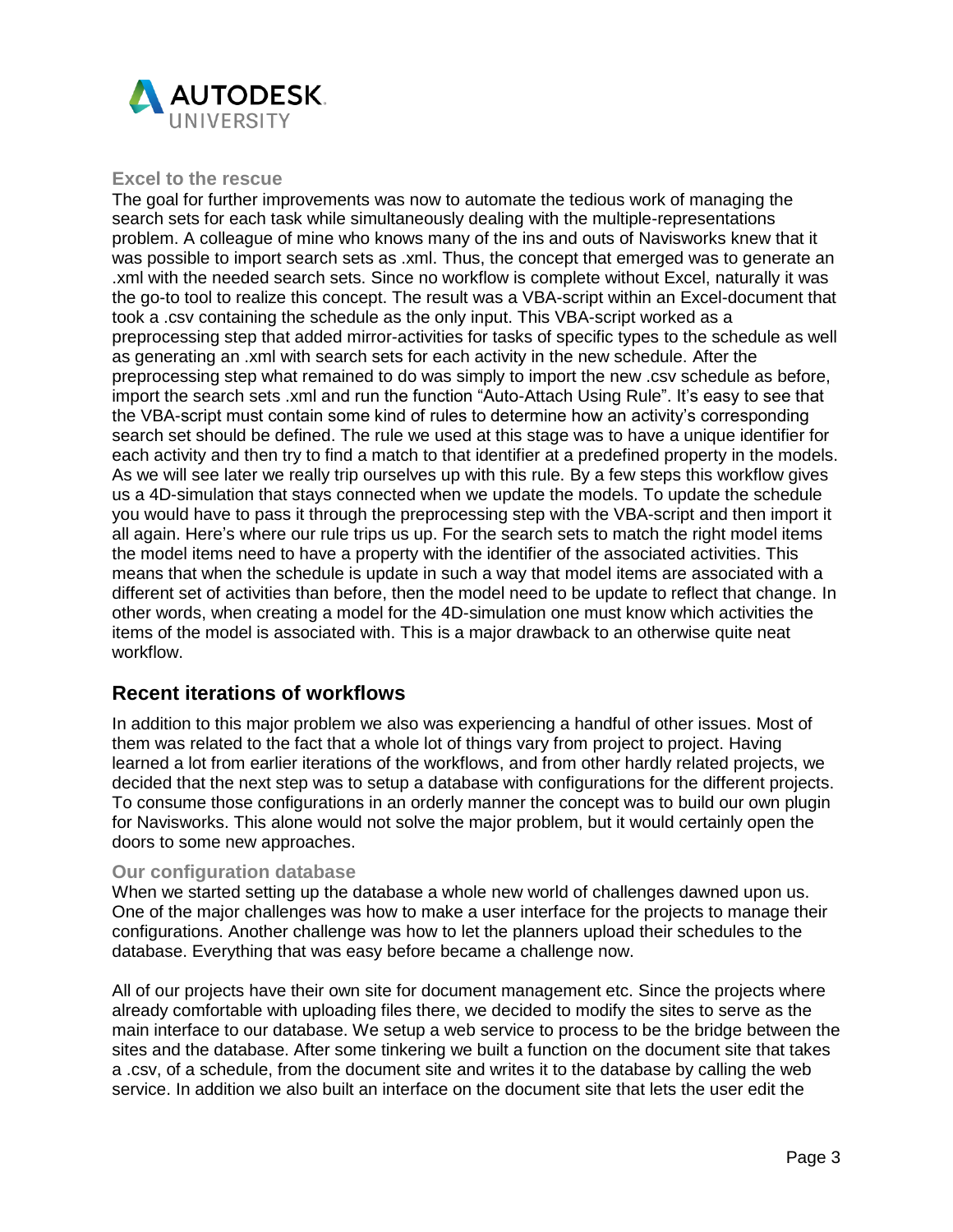### Excel to the rescue

The goal for further improvements was now to automate the tedious work of managing the search sets for each task while simultaneously dealing with the multiple-representations problem. A colleague of mine who knows many of the ins and outs of Navisworks knew that it was possible to import search sets as .xml. Thus, the concept that emerged was to generate an .xml with the needed search sets. Since no workflow is complete without Excel, naturally it was the go-to tool to realize this concept. The result was a VBA-script within an Excel-document that took a .csv containing the schedule as the only input. This VBA-script worked as a preprocessing step that added mirror-activities for tasks of specific types to the schedule as well as generating an .xml with search sets for each activity in the new schedule. After the preprocessing step what remained to do was simply to import the new .csv schedule as before, import the search sets .xml and run the function "Auto-Attach Using Rule". It's easy to see that the VBA-script must contain some kind of rules to determine how an activity's corresponding search set should be defined. The rule we used at this stage was to have a unique identifier for each activity and then try to find a match to that identifier at a predefined property in the models. As we will see later we really trip ourselves up with this rule. By a few steps this workflow gives us a 4D-simulation that stays connected when we update the models. To update the schedule you would have to pass it through the preprocessing step with the VBA-script and then import it all again. Here's where our rule trips us up. For the search sets to match the right model items the model items need to have a property with the identifier of the associated activities. This means that when the schedule is update in such a way that model items are associated with a different set of activities than before, then the model need to be update to reflect that change. In other words, when creating a model for the 4D-simulation one must know which activities the items of the model is associated with. This is a major drawback to an otherwise quite neat workflow.

## Recent iterations of workflows

In addition to this major problem we also was experiencing a handful of other issues. Most of them was related to the fact that a whole lot of things vary from project to project. Having learned a lot from earlier iterations of the workflows, and from other hardly related projects, we decided that the next step was to setup a database with configurations for the different projects. To consume those configurations in an orderly manner the concept was to build our own plugin for Navisworks. This alone would not solve the major problem, but it would certainly open the doors to some new approaches.

### Our configuration database

When we started setting up the database a whole new world of challenges dawned upon us. One of the major challenges was how to make a user interface for the projects to manage their configurations. Another challenge was how to let the planners upload their schedules to the database. Everything that was easy before became a challenge now.

All of our projects have their own site for document management etc. Since the projects where already comfortable with uploading files there, we decided to modify the sites to serve as the main interface to our database. We setup a web service to process to be the bridge between the sites and the database. After some tinkering we built a function on the document site that takes a .csv, of a schedule, from the document site and writes it to the database by calling the web service. In addition we also built an interface on the document site that lets the user edit the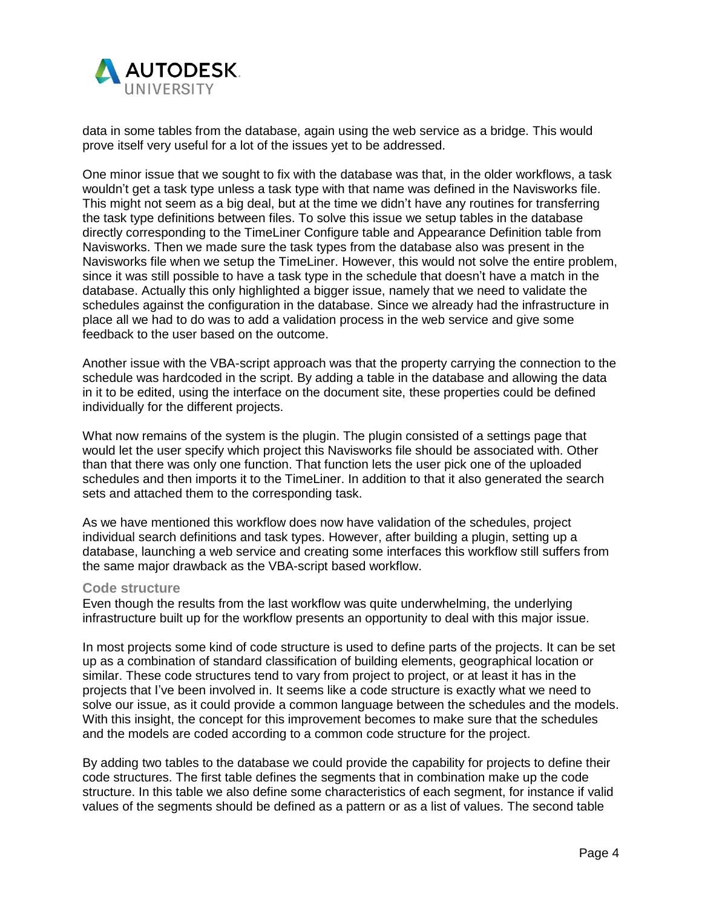data in some tables from the database, again using the web service as a bridge. This would prove itself very useful for a lot of the issues yet to be addressed.

One minor issue that we sought to fix with the database was that, in the older workflows, a task wouldn't get a task type unless a task type with that name was defined in the Navisworks file. This might not seem as a big deal, but at the time we didn't have any routines for transferring the task type definitions between files. To solve this issue we setup tables in the database directly corresponding to the TimeLiner Configure table and Appearance Definition table from Navisworks. Then we made sure the task types from the database also was present in the Navisworks file when we setup the TimeLiner. However, this would not solve the entire problem, since it was still possible to have a task type in the schedule that doesn't have a match in the database. Actually this only highlighted a bigger issue, namely that we need to validate the schedules against the configuration in the database. Since we already had the infrastructure in place all we had to do was to add a validation process in the web service and give some feedback to the user based on the outcome.

Another issue with the VBA-script approach was that the property carrying the connection to the schedule was hardcoded in the script. By adding a table in the database and allowing the data in it to be edited, using the interface on the document site, these properties could be defined individually for the different projects.

What now remains of the system is the plugin. The plugin consisted of a settings page that would let the user specify which project this Navisworks file should be associated with. Other than that there was only one function. That function lets the user pick one of the uploaded schedules and then imports it to the TimeLiner. In addition to that it also generated the search sets and attached them to the corresponding task.

As we have mentioned this workflow does now have validation of the schedules, project individual search definitions and task types. However, after building a plugin, setting up a database, launching a web service and creating some interfaces this workflow still suffers from the same major drawback as the VBA-script based workflow.

### Code structure

Even though the results from the last workflow was quite underwhelming, the underlying infrastructure built up for the workflow presents an opportunity to deal with this major issue.

In most projects some kind of code structure is used to define parts of the projects. It can be set up as a combination of standard classification of building elements, geographical location or similar. These code structures tend to vary from project to project, or at least it has in the projects that I've been involved in. It seems like a code structure is exactly what we need to solve our issue, as it could provide a common language between the schedules and the models. With this insight, the concept for this improvement becomes to make sure that the schedules and the models are coded according to a common code structure for the project.

By adding two tables to the database we could provide the capability for projects to define their code structures. The first table defines the segments that in combination make up the code structure. In this table we also define some characteristics of each segment, for instance if valid values of the segments should be defined as a pattern or as a list of values. The second table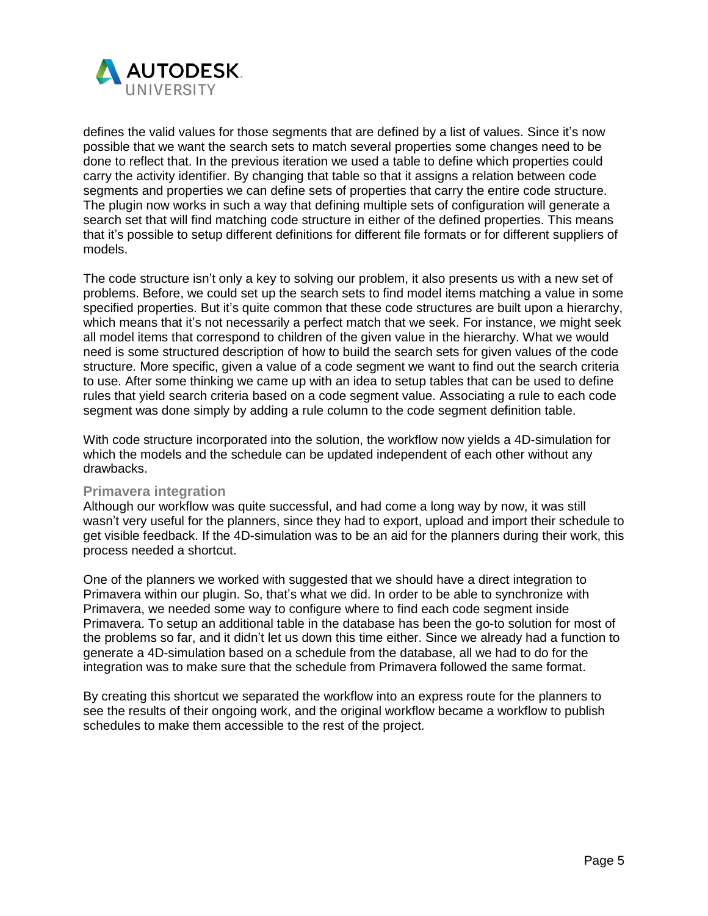defines the valid values for those segments that are defined by a list of values. Since it's now possible that we want the search sets to match several properties some changes need to be done to reflect that. In the previous iteration we used a table to define which properties could carry the activity identifier. By changing that table so that it assigns a relation between code segments and properties we can define sets of properties that carry the entire code structure. The plugin now works in such a way that defining multiple sets of configuration will generate a search set that will find matching code structure in either of the defined properties. This means that it's possible to setup different definitions for different file formats or for different suppliers of models.

The code structure isn't only a key to solving our problem, it also presents us with a new set of problems. Before, we could set up the search sets to find model items matching a value in some specified properties. But it's quite common that these code structures are built upon a hierarchy, which means that it's not necessarily a perfect match that we seek. For instance, we might seek all model items that correspond to children of the given value in the hierarchy. What we would need is some structured description of how to build the search sets for given values of the code structure. More specific, given a value of a code segment we want to find out the search criteria to use. After some thinking we came up with an idea to setup tables that can be used to define rules that yield search criteria based on a code segment value. Associating a rule to each code segment was done simply by adding a rule column to the code segment definition table.

With code structure incorporated into the solution, the workflow now yields a 4D-simulation for which the models and the schedule can be updated independent of each other without any drawbacks.

### Primavera integration

Although our workflow was quite successful, and had come a long way by now, it was still wasn't very useful for the planners, since they had to export, upload and import their schedule to get visible feedback. If the 4D-simulation was to be an aid for the planners during their work, this process needed a shortcut.

One of the planners we worked with suggested that we should have a direct integration to Primavera within our plugin. So, that's what we did. In order to be able to synchronize with Primavera, we needed some way to configure where to find each code segment inside Primavera. To setup an additional table in the database has been the go-to solution for most of the problems so far, and it didn't let us down this time either. Since we already had a function to generate a 4D-simulation based on a schedule from the database, all we had to do for the integration was to make sure that the schedule from Primavera followed the same format.

By creating this shortcut we separated the workflow into an express route for the planners to see the results of their ongoing work, and the original workflow became a workflow to publish schedules to make them accessible to the rest of the project.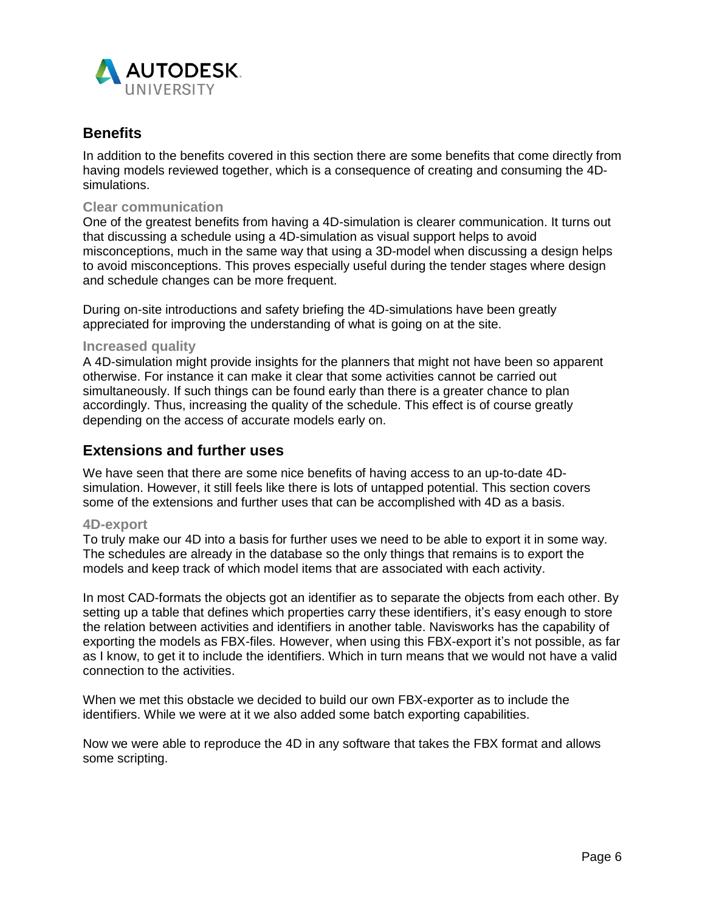## Benefits

In addition to the benefits covered in this section there are some benefits that come directly from having models reviewed together, which is a consequence of creating and consuming the 4D-simulations.

### Clear communication

One of the greatest benefits from having a 4D-simulation is clearer communication. It turns out that discussing a schedule using a 4D-simulation as visual support helps to avoid misconceptions, much in the same way that using a 3D-model when discussing a design helps to avoid misconceptions. This proves especially useful during the tender stages where design and schedule changes can be more frequent.

During on-site introductions and safety briefing the 4D-simulations have been greatly appreciated for improving the understanding of what is going on at the site.

### Increased quality

A 4D-simulation might provide insights for the planners that might not have been so apparent otherwise. For instance it can make it clear that some activities cannot be carried out simultaneously. If such things can be found early than there is a greater chance to plan accordingly. Thus, increasing the quality of the schedule. This effect is of course greatly depending on the access of accurate models early on.

## Extensions and further uses

We have seen that there are some nice benefits of having access to an up-to-date 4D-simulation. However, it still feels like there is lots of untapped potential. This section covers some of the extensions and further uses that can be accomplished with 4D as a basis.

### 4D-export

To truly make our 4D into a basis for further uses we need to be able to export it in some way. The schedules are already in the database so the only things that remains is to export the models and keep track of which model items that are associated with each activity.

In most CAD-formats the objects got an identifier as to separate the objects from each other. By setting up a table that defines which properties carry these identifiers, it's easy enough to store the relation between activities and identifiers in another table. Navisworks has the capability of exporting the models as FBX-files. However, when using this FBX-export it's not possible, as far as I know, to get it to include the identifiers. Which in turn means that we would not have a valid connection to the activities.

When we met this obstacle we decided to build our own FBX-exporter as to include the identifiers. While we were at it we also added some batch exporting capabilities.

Now we were able to reproduce the 4D in any software that takes the FBX format and allows some scripting.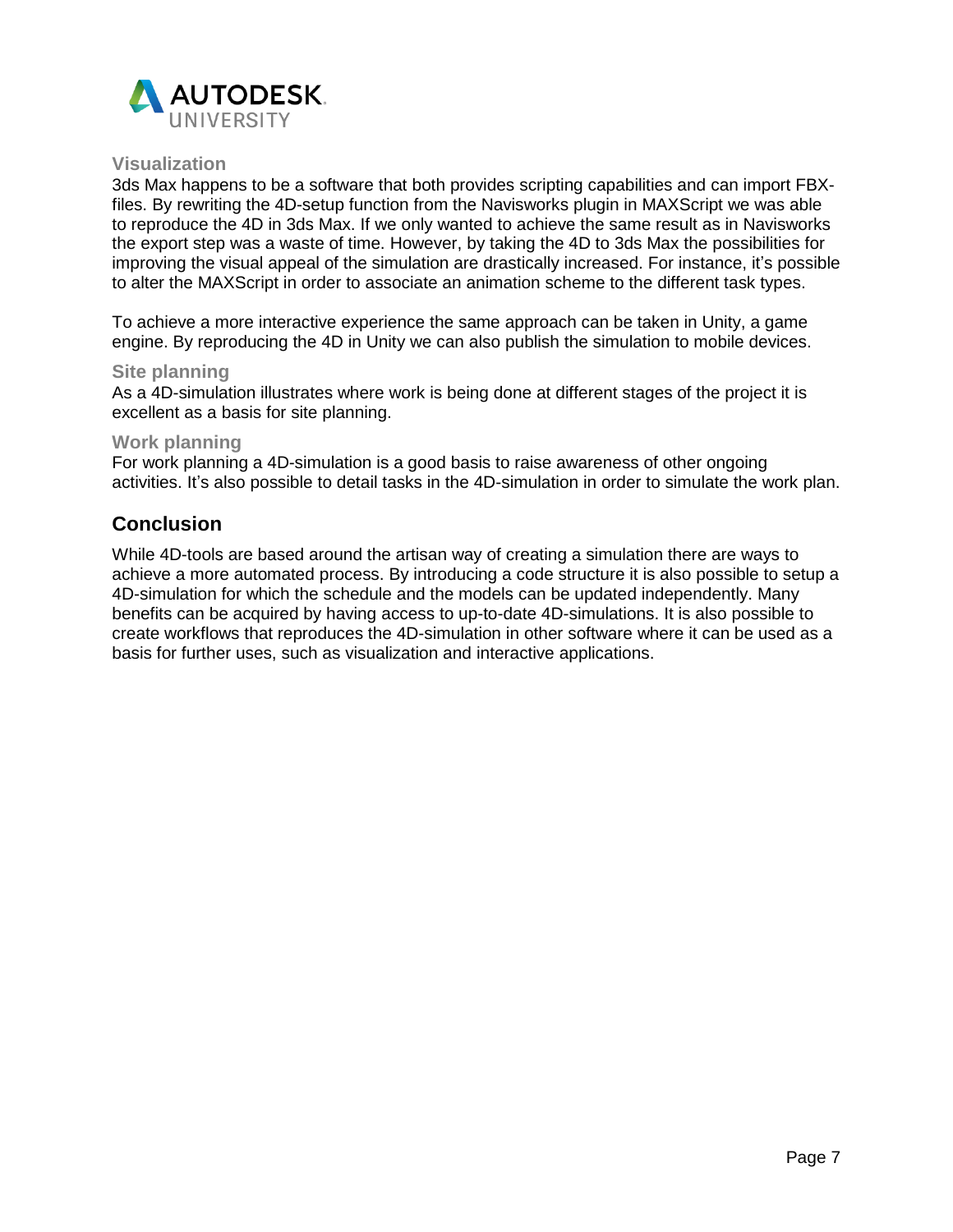### Visualization

3ds Max happens to be a software that both provides scripting capabilities and can import FBX-files. By rewriting the 4D-setup function from the Navisworks plugin in MAXScript we was able to reproduce the 4D in 3ds Max. If we only wanted to achieve the same result as in Navisworks the export step was a waste of time. However, by taking the 4D to 3ds Max the possibilities for improving the visual appeal of the simulation are drastically increased. For instance, it's possible to alter the MAXScript in order to associate an animation scheme to the different task types.

To achieve a more interactive experience the same approach can be taken in Unity, a game engine. By reproducing the 4D in Unity we can also publish the simulation to mobile devices.

### Site planning

As a 4D-simulation illustrates where work is being done at different stages of the project it is excellent as a basis for site planning.

### Work planning

For work planning a 4D-simulation is a good basis to raise awareness of other ongoing activities. It's also possible to detail tasks in the 4D-simulation in order to simulate the work plan.

## Conclusion

While 4D-tools are based around the artisan way of creating a simulation there are ways to achieve a more automated process. By introducing a code structure it is also possible to setup a 4D-simulation for which the schedule and the models can be updated independently. Many benefits can be acquired by having access to up-to-date 4D-simulations. It is also possible to create workflows that reproduces the 4D-simulation in other software where it can be used as a basis for further uses, such as visualization and interactive applications.